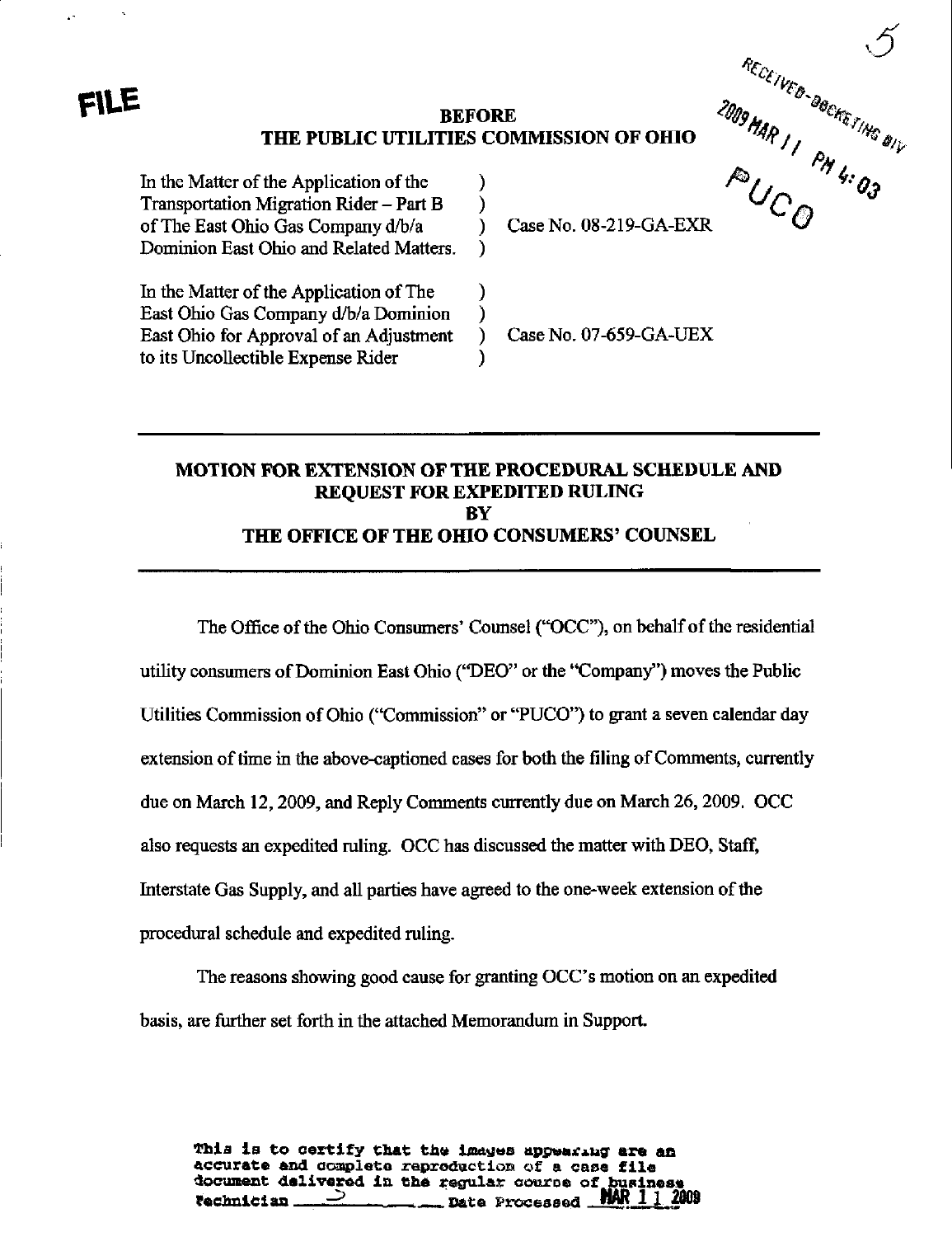FILE

**BEFORE**
**THE PUBLIC UTILITIES COMMISSION OF OHIO**

RECEIVED-DOCKETING DIV
2009 MAR 11 PM 4:03
PUCO

| | | |
|---|---|---|
| In the Matter of the Application of the Transportation Migration Rider – Part B of The East Ohio Gas Company d/b/a Dominion East Ohio and Related Matters. | ) | Case No. 08-219-GA-EXR |
| In the Matter of the Application of The East Ohio Gas Company d/b/a Dominion East Ohio for Approval of an Adjustment to its Uncollectible Expense Rider | ) | Case No. 07-659-GA-UEX |

## MOTION FOR EXTENSION OF THE PROCEDURAL SCHEDULE AND REQUEST FOR EXPEDITED RULING BY THE OFFICE OF THE OHIO CONSUMERS' COUNSEL

The Office of the Ohio Consumers' Counsel ("OCC"), on behalf of the residential utility consumers of Dominion East Ohio ("DEO" or the "Company") moves the Public Utilities Commission of Ohio ("Commission" or "PUCO") to grant a seven calendar day extension of time in the above-captioned cases for both the filing of Comments, currently due on March 12, 2009, and Reply Comments currently due on March 26, 2009. OCC also requests an expedited ruling. OCC has discussed the matter with DEO, Staff, Interstate Gas Supply, and all parties have agreed to the one-week extension of the procedural schedule and expedited ruling.

The reasons showing good cause for granting OCC's motion on an expedited basis, are further set forth in the attached Memorandum in Support.

This is to certify that the images appearing are an accurate and complete reproduction of a case file document delivered in the regular course of business Technician ____ Date Processed MAR 11 2009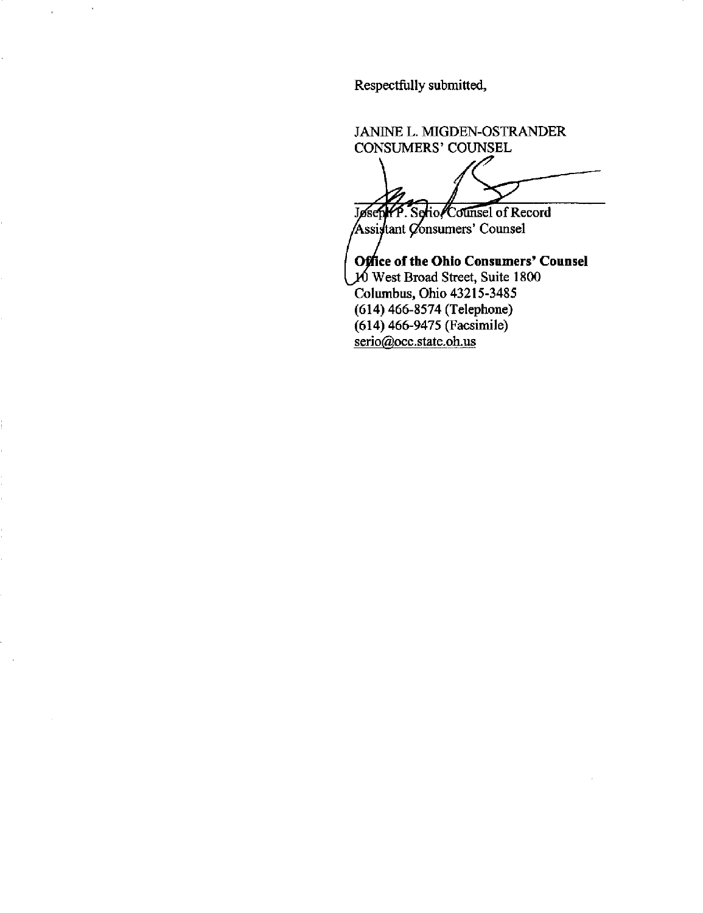Respectfully submitted,

JANINE L. MIGDEN-OSTRANDER
CONSUMERS' COUNSEL

Joseph P. Serio, Counsel of Record
Assistant Consumers' Counsel

**Office of the Ohio Consumers' Counsel**
10 West Broad Street, Suite 1800
Columbus, Ohio 43215-3485
(614) 466-8574 (Telephone)
(614) 466-9475 (Facsimile)
serio@occ.state.oh.us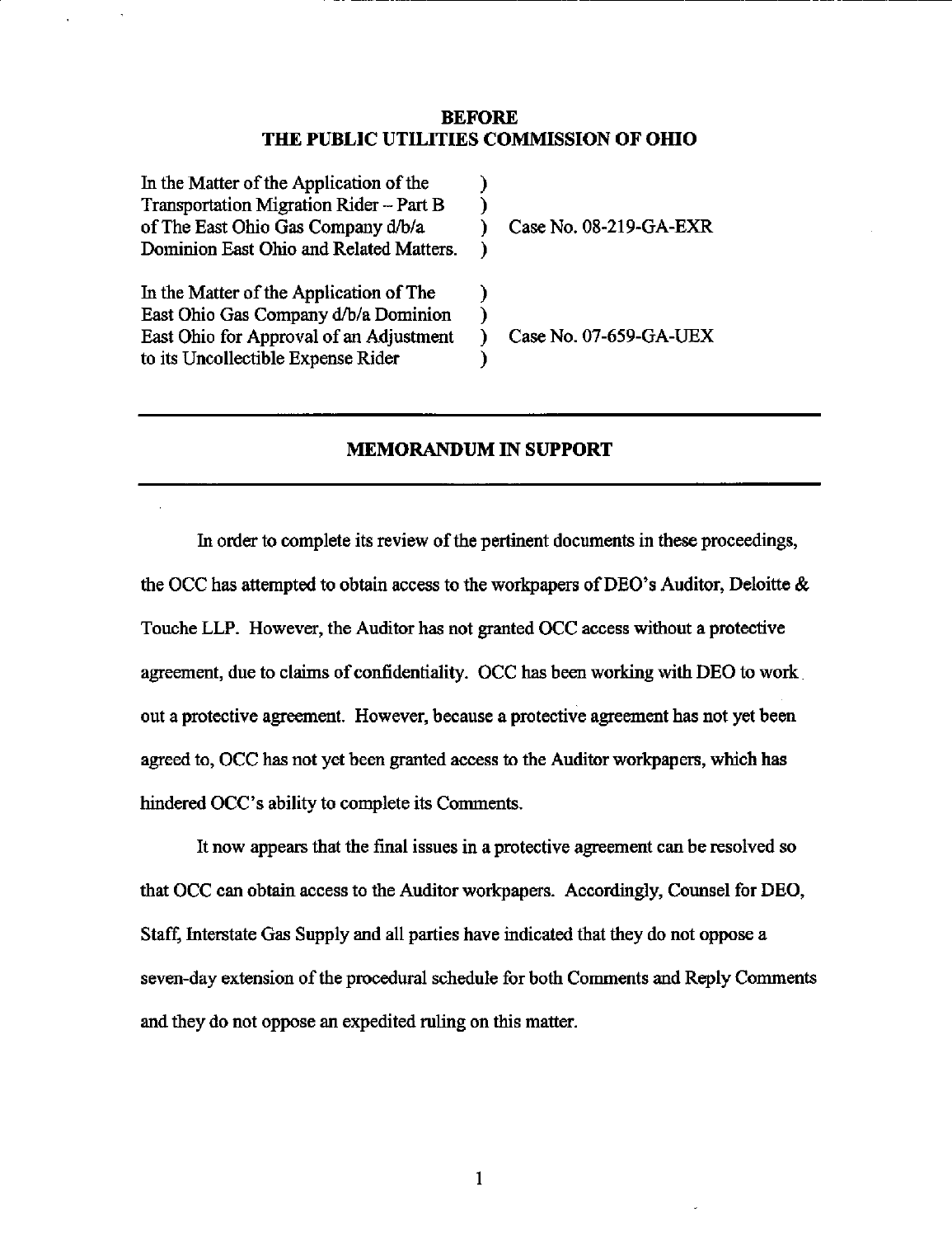**BEFORE**
**THE PUBLIC UTILITIES COMMISSION OF OHIO**

| | | |
|---|---|---|
| In the Matter of the Application of the Transportation Migration Rider – Part B of The East Ohio Gas Company d/b/a Dominion East Ohio and Related Matters. | ) | Case No. 08-219-GA-EXR |
| In the Matter of the Application of The East Ohio Gas Company d/b/a Dominion East Ohio for Approval of an Adjustment to its Uncollectible Expense Rider | ) | Case No. 07-659-GA-UEX |

---

## MEMORANDUM IN SUPPORT

---

In order to complete its review of the pertinent documents in these proceedings, the OCC has attempted to obtain access to the workpapers of DEO's Auditor, Deloitte & Touche LLP. However, the Auditor has not granted OCC access without a protective agreement, due to claims of confidentiality. OCC has been working with DEO to work out a protective agreement. However, because a protective agreement has not yet been agreed to, OCC has not yet been granted access to the Auditor workpapers, which has hindered OCC's ability to complete its Comments.

It now appears that the final issues in a protective agreement can be resolved so that OCC can obtain access to the Auditor workpapers. Accordingly, Counsel for DEO, Staff, Interstate Gas Supply and all parties have indicated that they do not oppose a seven-day extension of the procedural schedule for both Comments and Reply Comments and they do not oppose an expedited ruling on this matter.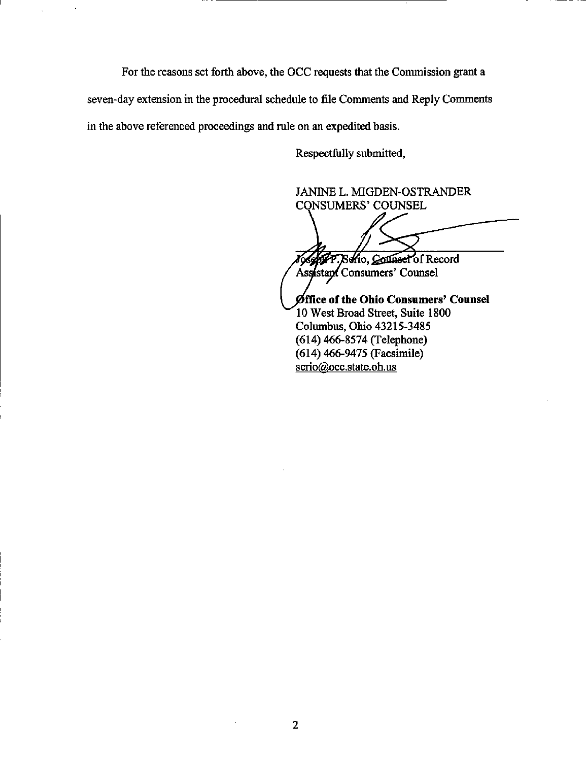For the reasons set forth above, the OCC requests that the Commission grant a seven-day extension in the procedural schedule to file Comments and Reply Comments in the above referenced proceedings and rule on an expedited basis.

Respectfully submitted,

JANINE L. MIGDEN-OSTRANDER
CONSUMERS' COUNSEL

Joseph P. Serio, Counsel of Record
Assistant Consumers' Counsel

**Office of the Ohio Consumers' Counsel**
10 West Broad Street, Suite 1800
Columbus, Ohio 43215-3485
(614) 466-8574 (Telephone)
(614) 466-9475 (Facsimile)
serio@occ.state.oh.us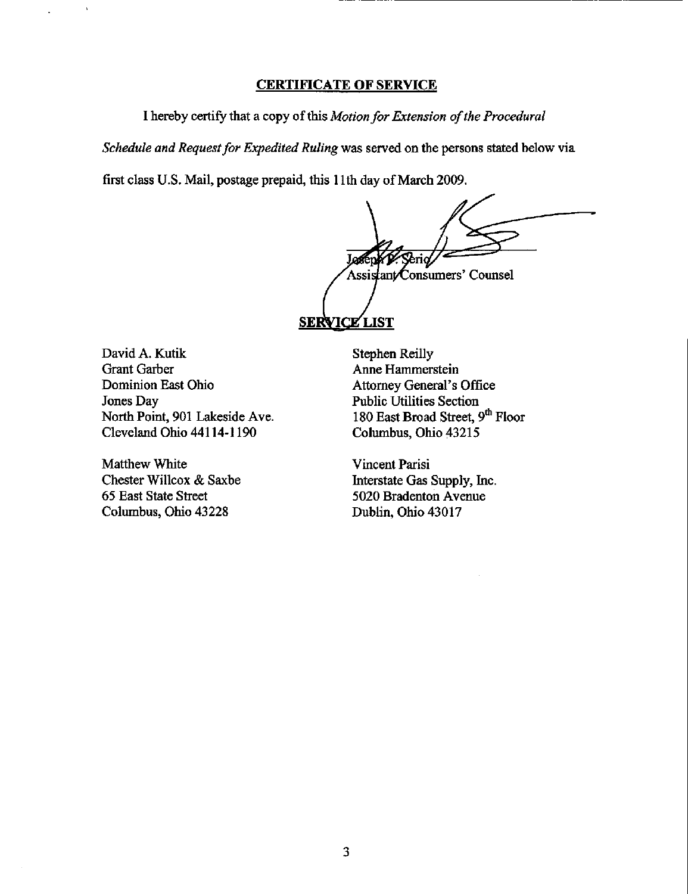## CERTIFICATE OF SERVICE

I hereby certify that a copy of this *Motion for Extension of the Procedural Schedule and Request for Expedited Ruling* was served on the persons stated below via first class U.S. Mail, postage prepaid, this 11th day of March 2009.

Joseph P. Serio
Assistant Consumers' Counsel

## SERVICE LIST

David A. Kutik
Grant Garber
Dominion East Ohio
Jones Day
North Point, 901 Lakeside Ave.
Cleveland Ohio 44114-1190

Matthew White
Chester Willcox & Saxbe
65 East State Street
Columbus, Ohio 43228

Stephen Reilly
Anne Hammerstein
Attorney General's Office
Public Utilities Section
180 East Broad Street, 9th Floor
Columbus, Ohio 43215

Vincent Parisi
Interstate Gas Supply, Inc.
5020 Bradenton Avenue
Dublin, Ohio 43017